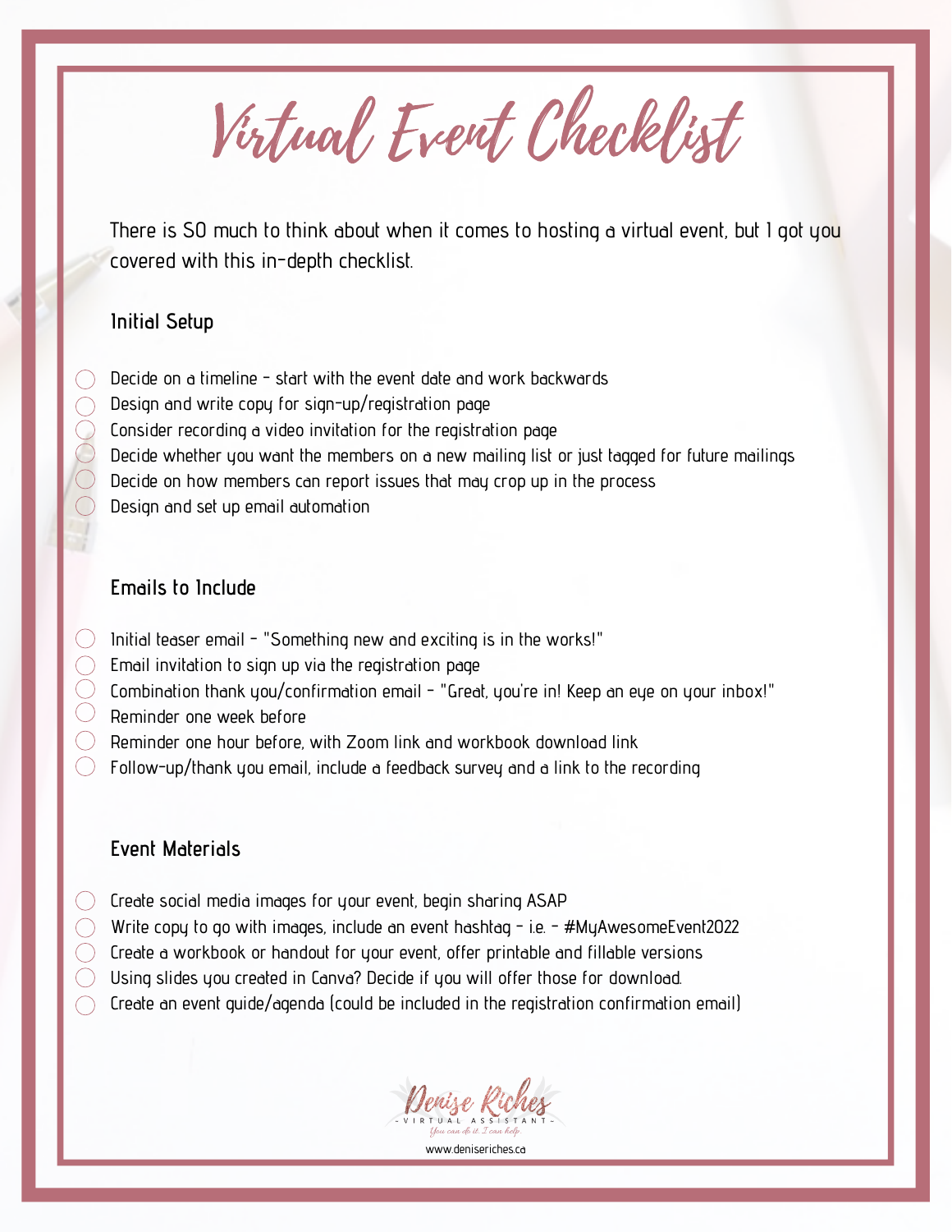# Virtual Event Checklist

There is SO much to think about when it comes to hosting a virtual event, but I got you covered with this in-depth checklist.

## Initial Setup

- [ ] Decide on a timeline - start with the event date and work backwards
- [ ] Design and write copy for sign-up/registration page
- [ ] Consider recording a video invitation for the registration page
- [ ] Decide whether you want the members on a new mailing list or just tagged for future mailings
- [ ] Decide on how members can report issues that may crop up in the process
- [ ] Design and set up email automation

## Emails to Include

- [ ] Initial teaser email - "Something new and exciting is in the works!"
- [ ] Email invitation to sign up via the registration page
- [ ] Combination thank you/confirmation email - "Great, you're in! Keep an eye on your inbox!"
- [ ] Reminder one week before
- [ ] Reminder one hour before, with Zoom link and workbook download link
- [ ] Follow-up/thank you email, include a feedback survey and a link to the recording

## Event Materials

- [ ] Create social media images for your event, begin sharing ASAP
- [ ] Write copy to go with images, include an event hashtag - i.e. - #MyAwesomeEvent2022
- [ ] Create a workbook or handout for your event, offer printable and fillable versions
- [ ] Using slides you created in Canva? Decide if you will offer those for download.
- [ ] Create an event guide/agenda (could be included in the registration confirmation email)

Denise Riches
- VIRTUAL ASSISTANT -
*You can do it. I can help.*
www.deniseriches.ca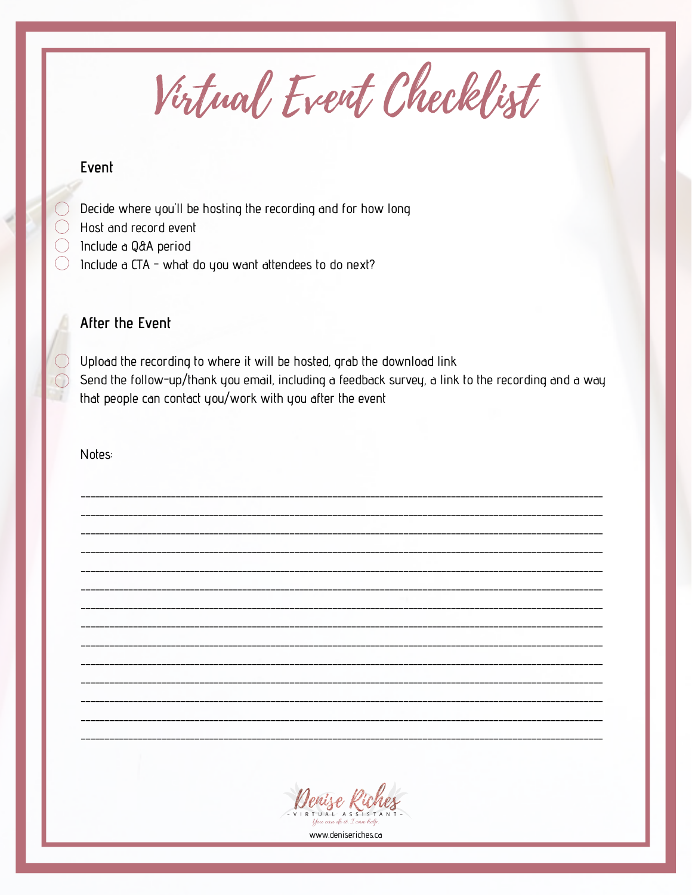# Virtual Event Checklist

## Event

- ◯ Decide where you'll be hosting the recording and for how long
- ◯ Host and record event
- ◯ Include a Q&A period
- ◯ Include a CTA - what do you want attendees to do next?

## After the Event

- ◯ Upload the recording to where it will be hosted, grab the download link
- ◯ Send the follow-up/thank you email, including a feedback survey, a link to the recording and a way that people can contact you/work with you after the event

Notes:

______________________________________________________________________________

______________________________________________________________________________

______________________________________________________________________________

______________________________________________________________________________

______________________________________________________________________________

______________________________________________________________________________

______________________________________________________________________________

______________________________________________________________________________

______________________________________________________________________________

______________________________________________________________________________

______________________________________________________________________________

______________________________________________________________________________

______________________________________________________________________________

______________________________________________________________________________

Denise Riches
- VIRTUAL ASSISTANT -
You can do it. I can help.
www.deniseriches.ca